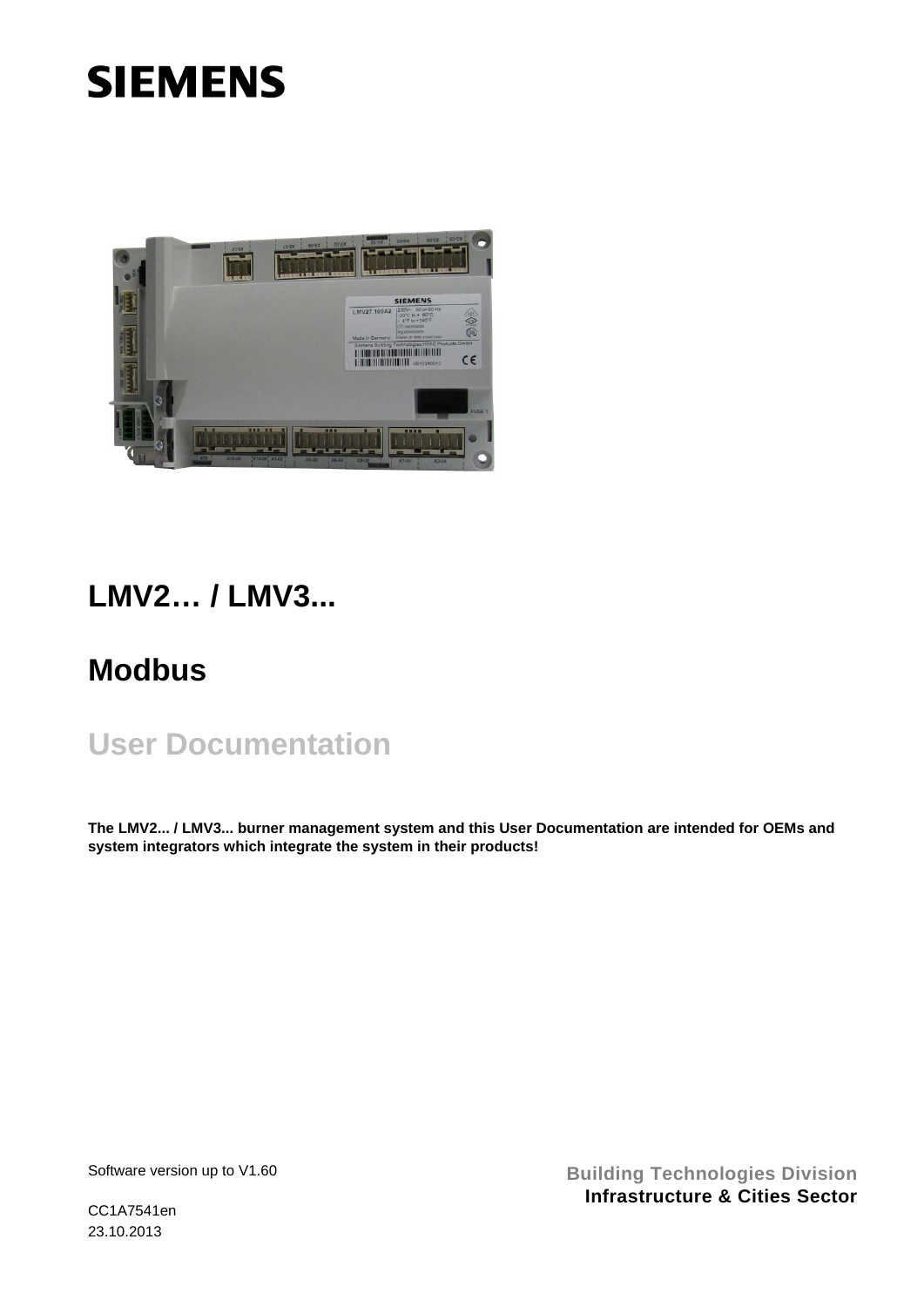SIEMENS

# LMV2… / LMV3...

# Modbus

## User Documentation

**The LMV2... / LMV3... burner management system and this User Documentation are intended for OEMs and system integrators which integrate the system in their products!**

Software version up to V1.60

CC1A7541en
23.10.2013

**Building Technologies Division**
**Infrastructure & Cities Sector**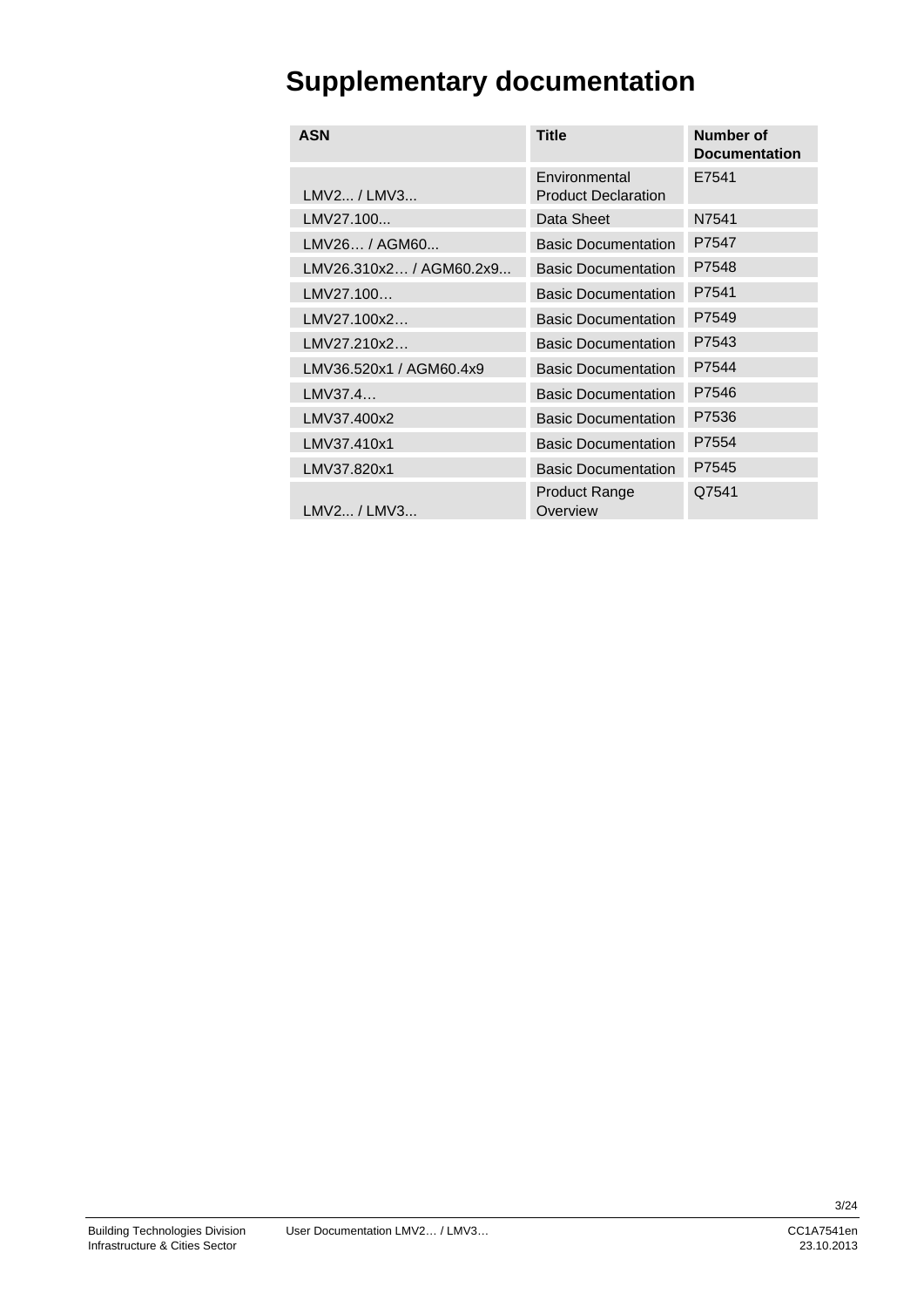# Supplementary documentation

| ASN | Title | Number of Documentation |
|---|---|---|
| LMV2... / LMV3... | Environmental Product Declaration | E7541 |
| LMV27.100... | Data Sheet | N7541 |
| LMV26… / AGM60... | Basic Documentation | P7547 |
| LMV26.310x2… / AGM60.2x9... | Basic Documentation | P7548 |
| LMV27.100… | Basic Documentation | P7541 |
| LMV27.100x2… | Basic Documentation | P7549 |
| LMV27.210x2… | Basic Documentation | P7543 |
| LMV36.520x1 / AGM60.4x9 | Basic Documentation | P7544 |
| LMV37.4… | Basic Documentation | P7546 |
| LMV37.400x2 | Basic Documentation | P7536 |
| LMV37.410x1 | Basic Documentation | P7554 |
| LMV37.820x1 | Basic Documentation | P7545 |
| LMV2... / LMV3... | Product Range Overview | Q7541 |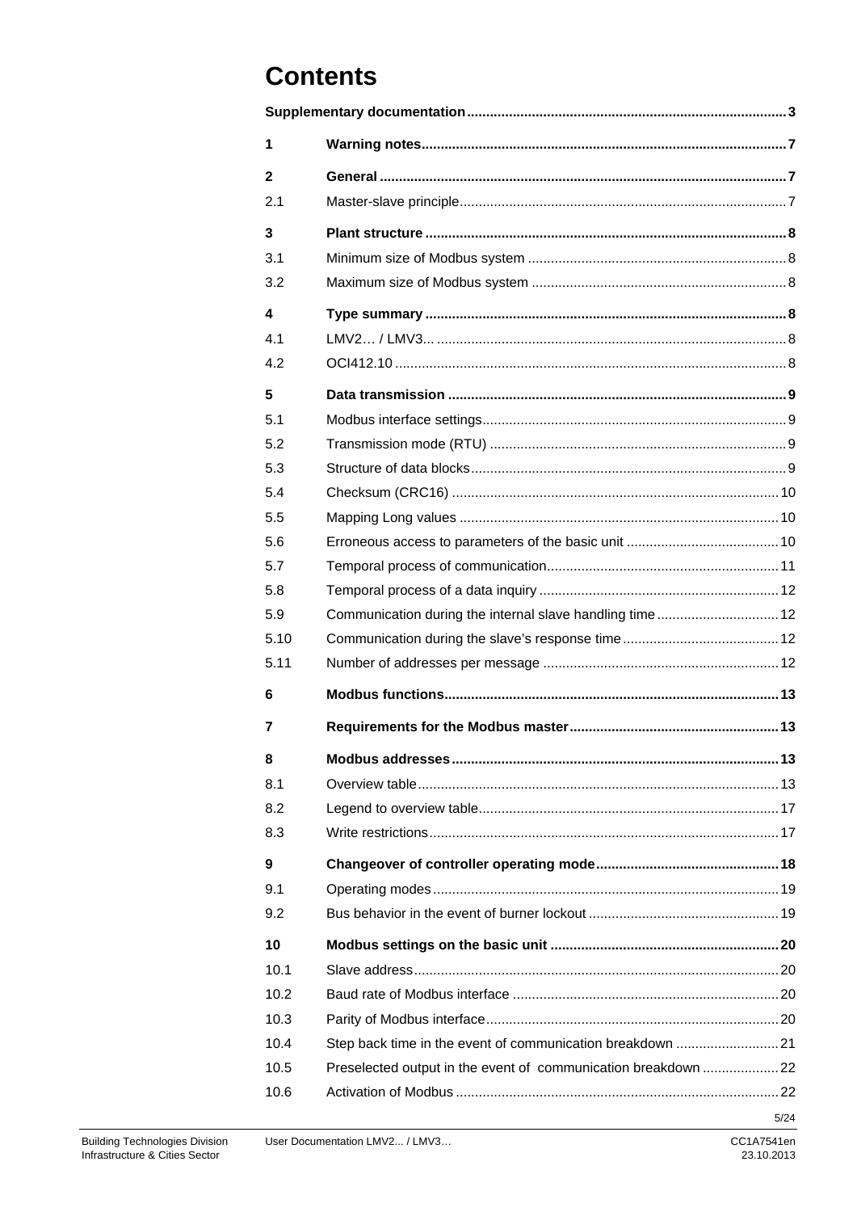# Contents

| | | |
|---|---|---|
| **Supplementary documentation** | | **3** |
| **1** | **Warning notes** | **7** |
| **2** | **General** | **7** |
| 2.1 | Master-slave principle | 7 |
| **3** | **Plant structure** | **8** |
| 3.1 | Minimum size of Modbus system | 8 |
| 3.2 | Maximum size of Modbus system | 8 |
| **4** | **Type summary** | **8** |
| 4.1 | LMV2… / LMV3... | 8 |
| 4.2 | OCI412.10 | 8 |
| **5** | **Data transmission** | **9** |
| 5.1 | Modbus interface settings | 9 |
| 5.2 | Transmission mode (RTU) | 9 |
| 5.3 | Structure of data blocks | 9 |
| 5.4 | Checksum (CRC16) | 10 |
| 5.5 | Mapping Long values | 10 |
| 5.6 | Erroneous access to parameters of the basic unit | 10 |
| 5.7 | Temporal process of communication | 11 |
| 5.8 | Temporal process of a data inquiry | 12 |
| 5.9 | Communication during the internal slave handling time | 12 |
| 5.10 | Communication during the slave's response time | 12 |
| 5.11 | Number of addresses per message | 12 |
| **6** | **Modbus functions** | **13** |
| **7** | **Requirements for the Modbus master** | **13** |
| **8** | **Modbus addresses** | **13** |
| 8.1 | Overview table | 13 |
| 8.2 | Legend to overview table | 17 |
| 8.3 | Write restrictions | 17 |
| **9** | **Changeover of controller operating mode** | **18** |
| 9.1 | Operating modes | 19 |
| 9.2 | Bus behavior in the event of burner lockout | 19 |
| **10** | **Modbus settings on the basic unit** | **20** |
| 10.1 | Slave address | 20 |
| 10.2 | Baud rate of Modbus interface | 20 |
| 10.3 | Parity of Modbus interface | 20 |
| 10.4 | Step back time in the event of communication breakdown | 21 |
| 10.5 | Preselected output in the event of communication breakdown | 22 |
| 10.6 | Activation of Modbus | 22 |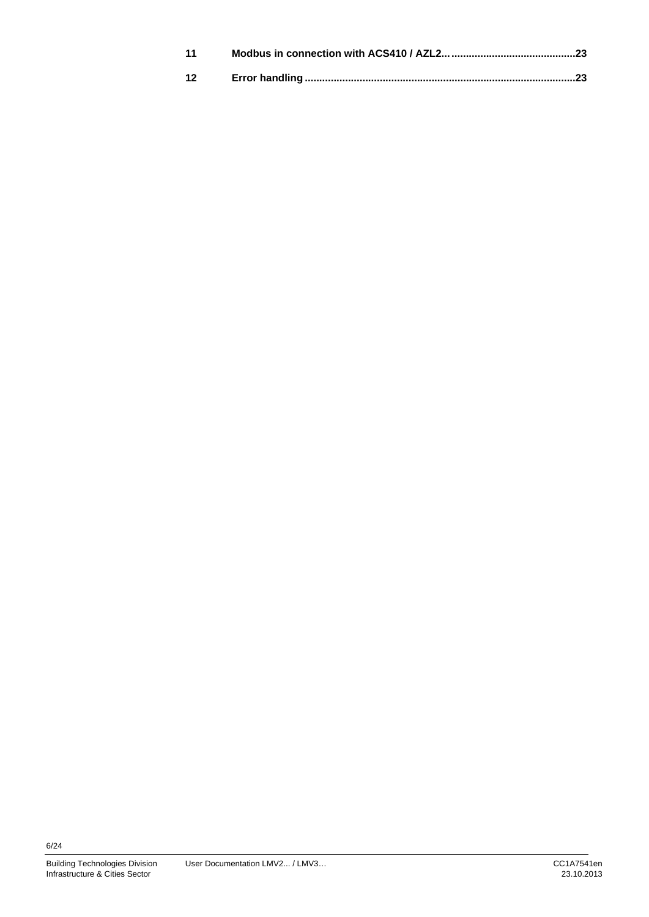| | | |
|---|---|---|
| **11** | **Modbus in connection with ACS410 / AZL2...** | **23** |
| **12** | **Error handling** | **23** |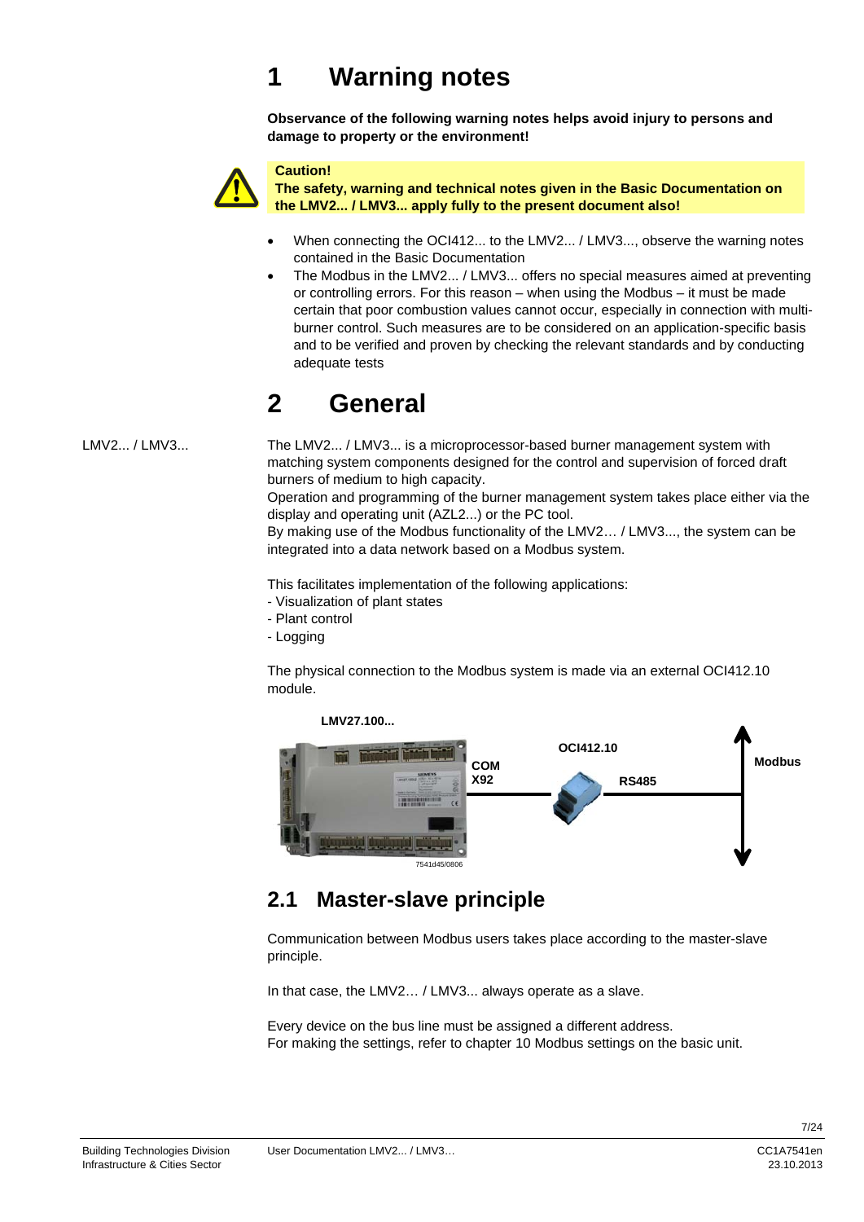# 1 Warning notes

**Observance of the following warning notes helps avoid injury to persons and damage to property or the environment!**

**Caution!**
**The safety, warning and technical notes given in the Basic Documentation on the LMV2... / LMV3... apply fully to the present document also!**

- When connecting the OCI412... to the LMV2... / LMV3..., observe the warning notes contained in the Basic Documentation
- The Modbus in the LMV2... / LMV3... offers no special measures aimed at preventing or controlling errors. For this reason – when using the Modbus – it must be made certain that poor combustion values cannot occur, especially in connection with multi-burner control. Such measures are to be considered on an application-specific basis and to be verified and proven by checking the relevant standards and by conducting adequate tests

# 2 General

LMV2... / LMV3...

The LMV2... / LMV3... is a microprocessor-based burner management system with matching system components designed for the control and supervision of forced draft burners of medium to high capacity.
Operation and programming of the burner management system takes place either via the display and operating unit (AZL2...) or the PC tool.
By making use of the Modbus functionality of the LMV2… / LMV3..., the system can be integrated into a data network based on a Modbus system.

This facilitates implementation of the following applications:
- Visualization of plant states
- Plant control
- Logging

The physical connection to the Modbus system is made via an external OCI412.10 module.

LMV27.100... | COM X92 | OCI412.10 | RS485 | Modbus

7541d45/0806

## 2.1 Master-slave principle

Communication between Modbus users takes place according to the master-slave principle.

In that case, the LMV2… / LMV3... always operate as a slave.

Every device on the bus line must be assigned a different address.
For making the settings, refer to chapter 10 Modbus settings on the basic unit.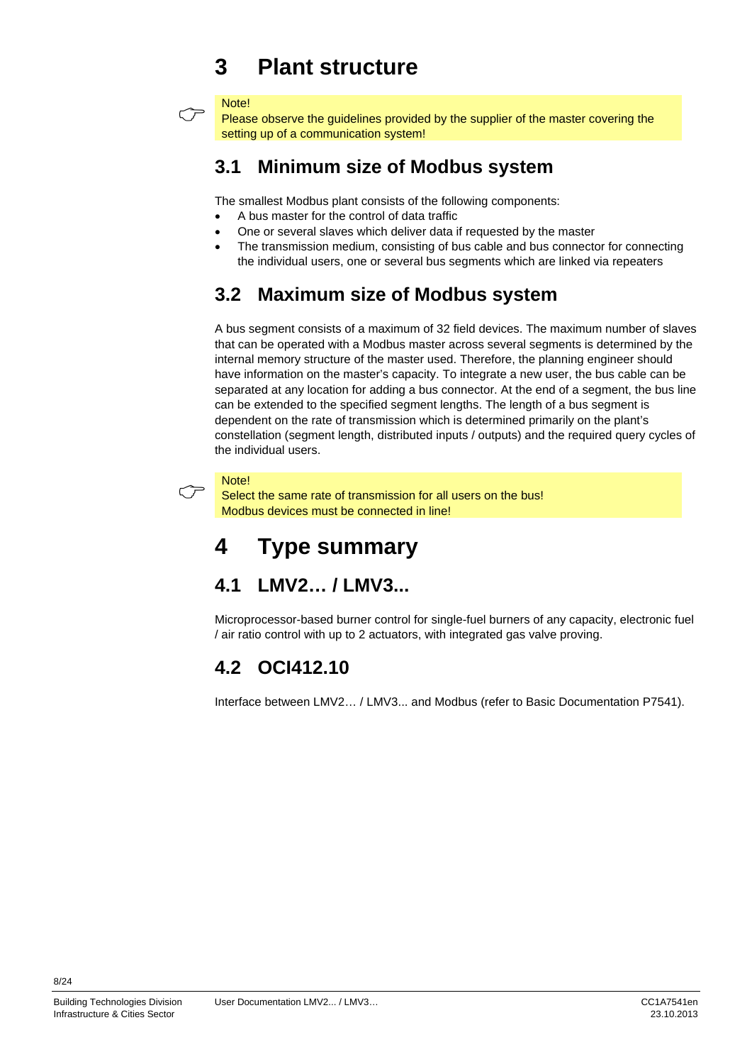# 3 Plant structure

> Note!
> Please observe the guidelines provided by the supplier of the master covering the setting up of a communication system!

## 3.1 Minimum size of Modbus system

The smallest Modbus plant consists of the following components:

- A bus master for the control of data traffic
- One or several slaves which deliver data if requested by the master
- The transmission medium, consisting of bus cable and bus connector for connecting the individual users, one or several bus segments which are linked via repeaters

## 3.2 Maximum size of Modbus system

A bus segment consists of a maximum of 32 field devices. The maximum number of slaves that can be operated with a Modbus master across several segments is determined by the internal memory structure of the master used. Therefore, the planning engineer should have information on the master's capacity. To integrate a new user, the bus cable can be separated at any location for adding a bus connector. At the end of a segment, the bus line can be extended to the specified segment lengths. The length of a bus segment is dependent on the rate of transmission which is determined primarily on the plant's constellation (segment length, distributed inputs / outputs) and the required query cycles of the individual users.

> Note!
> Select the same rate of transmission for all users on the bus!
> Modbus devices must be connected in line!

# 4 Type summary

## 4.1 LMV2… / LMV3...

Microprocessor-based burner control for single-fuel burners of any capacity, electronic fuel / air ratio control with up to 2 actuators, with integrated gas valve proving.

## 4.2 OCI412.10

Interface between LMV2… / LMV3... and Modbus (refer to Basic Documentation P7541).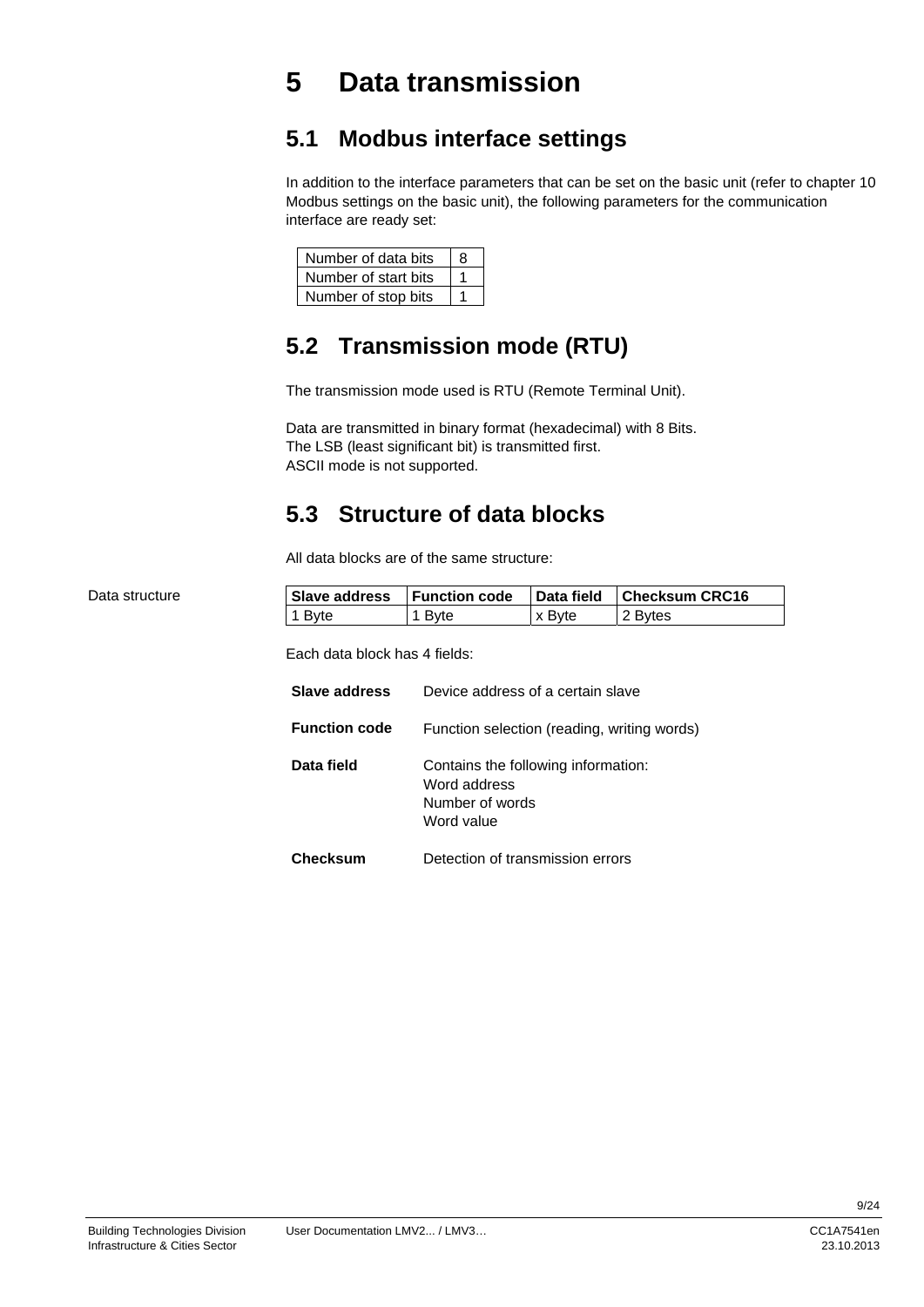# 5 Data transmission

## 5.1 Modbus interface settings

In addition to the interface parameters that can be set on the basic unit (refer to chapter 10 Modbus settings on the basic unit), the following parameters for the communication interface are ready set:

| Number of data bits | 8 |
|---|---|
| Number of start bits | 1 |
| Number of stop bits | 1 |

## 5.2 Transmission mode (RTU)

The transmission mode used is RTU (Remote Terminal Unit).

Data are transmitted in binary format (hexadecimal) with 8 Bits.
The LSB (least significant bit) is transmitted first.
ASCII mode is not supported.

## 5.3 Structure of data blocks

All data blocks are of the same structure:

Data structure

| Slave address | Function code | Data field | Checksum CRC16 |
|---|---|---|---|
| 1 Byte | 1 Byte | x Byte | 2 Bytes |

Each data block has 4 fields:

**Slave address** Device address of a certain slave

**Function code** Function selection (reading, writing words)

**Data field** Contains the following information:
Word address
Number of words
Word value

**Checksum** Detection of transmission errors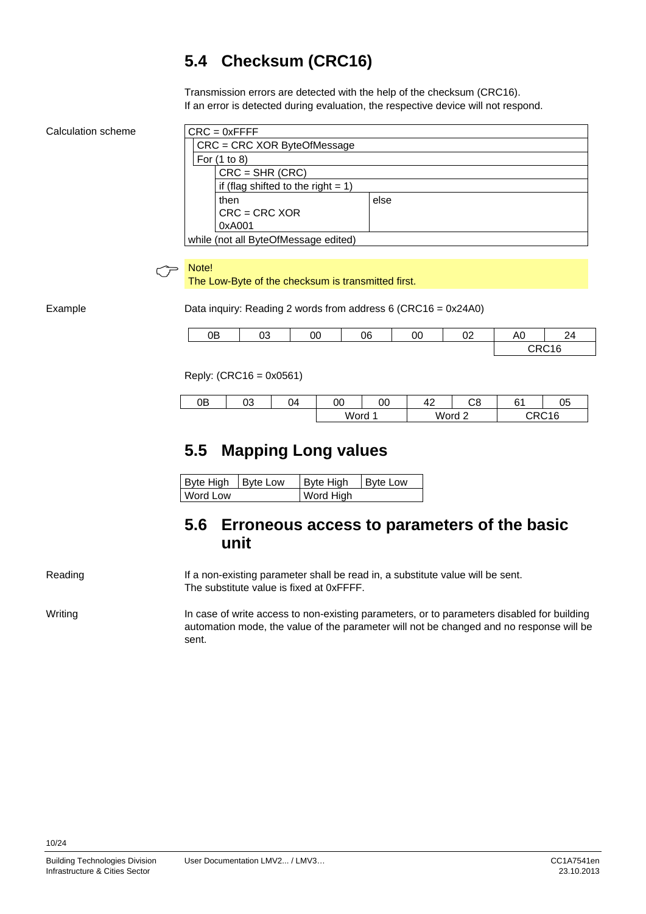## 5.4 Checksum (CRC16)

Transmission errors are detected with the help of the checksum (CRC16).
If an error is detected during evaluation, the respective device will not respond.

Calculation scheme

```
CRC = 0xFFFF
  CRC = CRC XOR ByteOfMessage
  For (1 to 8)
      CRC = SHR (CRC)
      if (flag shifted to the right = 1)
      then                          else
      CRC = CRC XOR
      0xA001
while (not all ByteOfMessage edited)
```

> Note!
> The Low-Byte of the checksum is transmitted first.

Example

Data inquiry: Reading 2 words from address 6 (CRC16 = 0x24A0)

| 0B | 03 | 00 | 06 | 00 | 02 | A0 | 24 |
|---|---|---|---|---|---|---|---|
| | | | | | | CRC16 | |

Reply: (CRC16 = 0x0561)

| 0B | 03 | 04 | 00 | 00 | 42 | C8 | 61 | 05 |
|---|---|---|---|---|---|---|---|---|
| | | | Word 1 | | Word 2 | | CRC16 | |

## 5.5 Mapping Long values

| Byte High | Byte Low | Byte High | Byte Low |
|---|---|---|---|
| Word Low | | Word High | |

## 5.6 Erroneous access to parameters of the basic unit

Reading

If a non-existing parameter shall be read in, a substitute value will be sent.
The substitute value is fixed at 0xFFFF.

Writing

In case of write access to non-existing parameters, or to parameters disabled for building automation mode, the value of the parameter will not be changed and no response will be sent.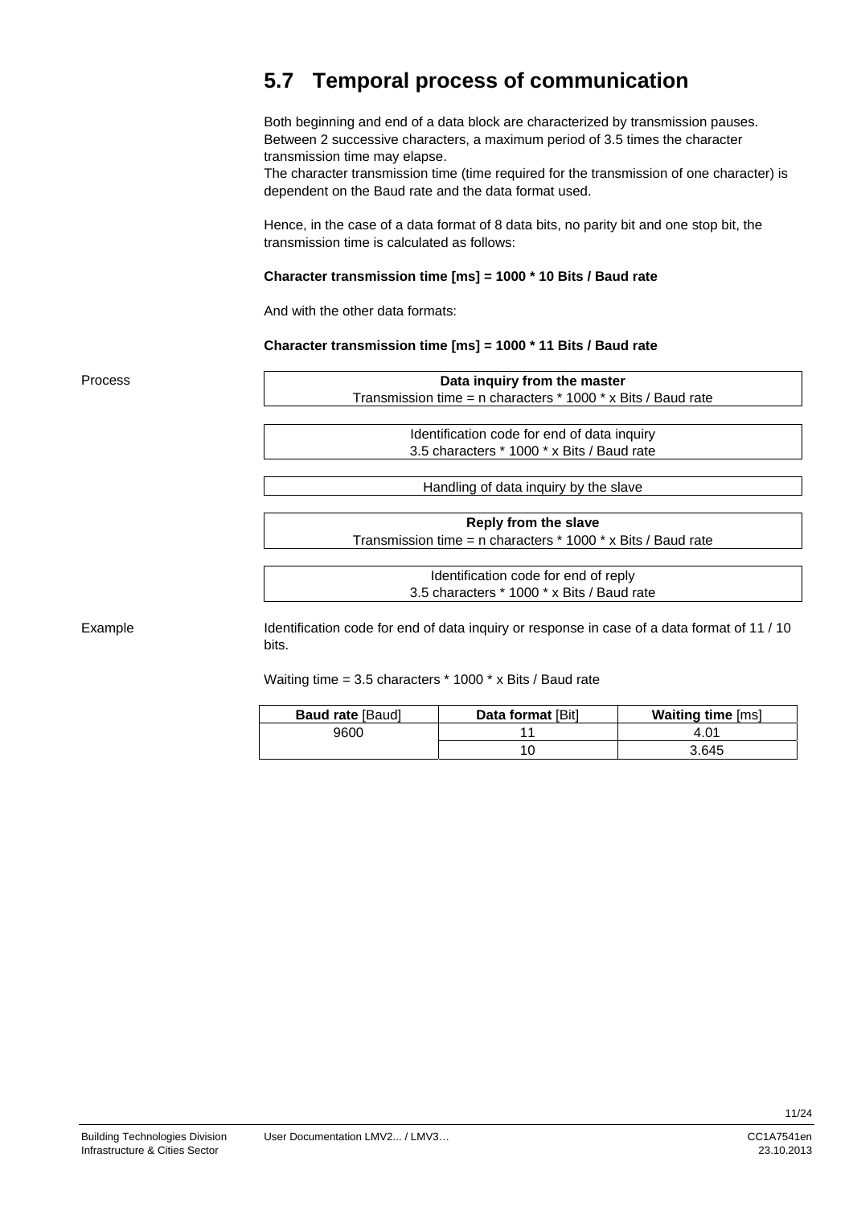## 5.7 Temporal process of communication

Both beginning and end of a data block are characterized by transmission pauses. Between 2 successive characters, a maximum period of 3.5 times the character transmission time may elapse.
The character transmission time (time required for the transmission of one character) is dependent on the Baud rate and the data format used.

Hence, in the case of a data format of 8 data bits, no parity bit and one stop bit, the transmission time is calculated as follows:

**Character transmission time [ms] = 1000 * 10 Bits / Baud rate**

And with the other data formats:

**Character transmission time [ms] = 1000 * 11 Bits / Baud rate**

Process

| **Data inquiry from the master**<br>Transmission time = n characters * 1000 * x Bits / Baud rate |
|---|
| Identification code for end of data inquiry<br>3.5 characters * 1000 * x Bits / Baud rate |
| Handling of data inquiry by the slave |
| **Reply from the slave**<br>Transmission time = n characters * 1000 * x Bits / Baud rate |
| Identification code for end of reply<br>3.5 characters * 1000 * x Bits / Baud rate |

Example

Identification code for end of data inquiry or response in case of a data format of 11 / 10 bits.

Waiting time = 3.5 characters * 1000 * x Bits / Baud rate

| **Baud rate** [Baud] | **Data format** [Bit] | **Waiting time** [ms] |
|---|---|---|
| 9600 | 11 | 4.01 |
| | 10 | 3.645 |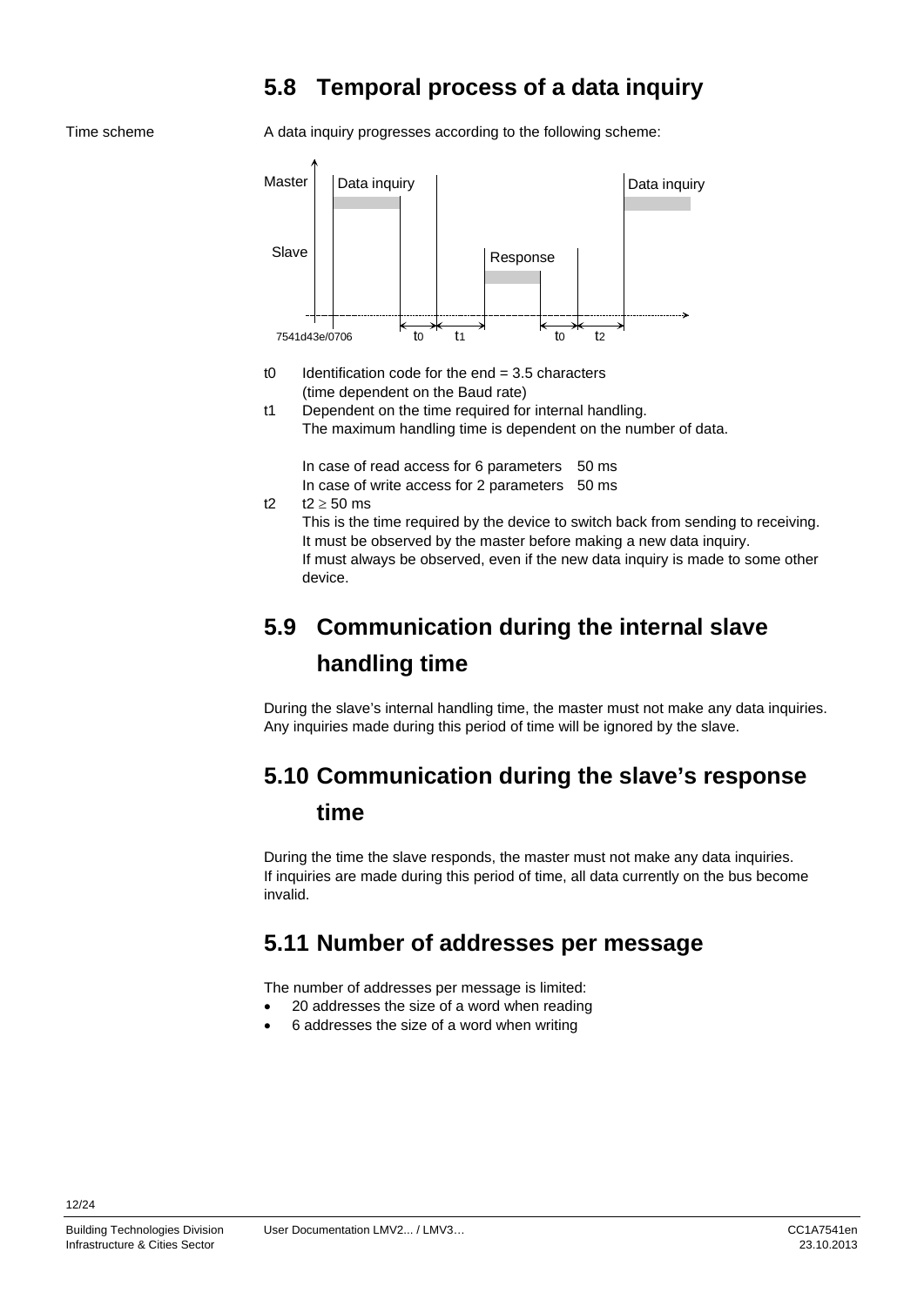## 5.8 Temporal process of a data inquiry

Time scheme

A data inquiry progresses according to the following scheme:

t0 Identification code for the end = 3.5 characters
(time dependent on the Baud rate)

t1 Dependent on the time required for internal handling.
The maximum handling time is dependent on the number of data.

| | |
|---|---|
| In case of read access for 6 parameters | 50 ms |
| In case of write access for 2 parameters | 50 ms |

t2 $t2 \geq 50$ ms
This is the time required by the device to switch back from sending to receiving.
It must be observed by the master before making a new data inquiry.
If must always be observed, even if the new data inquiry is made to some other device.

## 5.9 Communication during the internal slave handling time

During the slave's internal handling time, the master must not make any data inquiries.
Any inquiries made during this period of time will be ignored by the slave.

## 5.10 Communication during the slave's response time

During the time the slave responds, the master must not make any data inquiries.
If inquiries are made during this period of time, all data currently on the bus become invalid.

## 5.11 Number of addresses per message

The number of addresses per message is limited:

- 20 addresses the size of a word when reading
- 6 addresses the size of a word when writing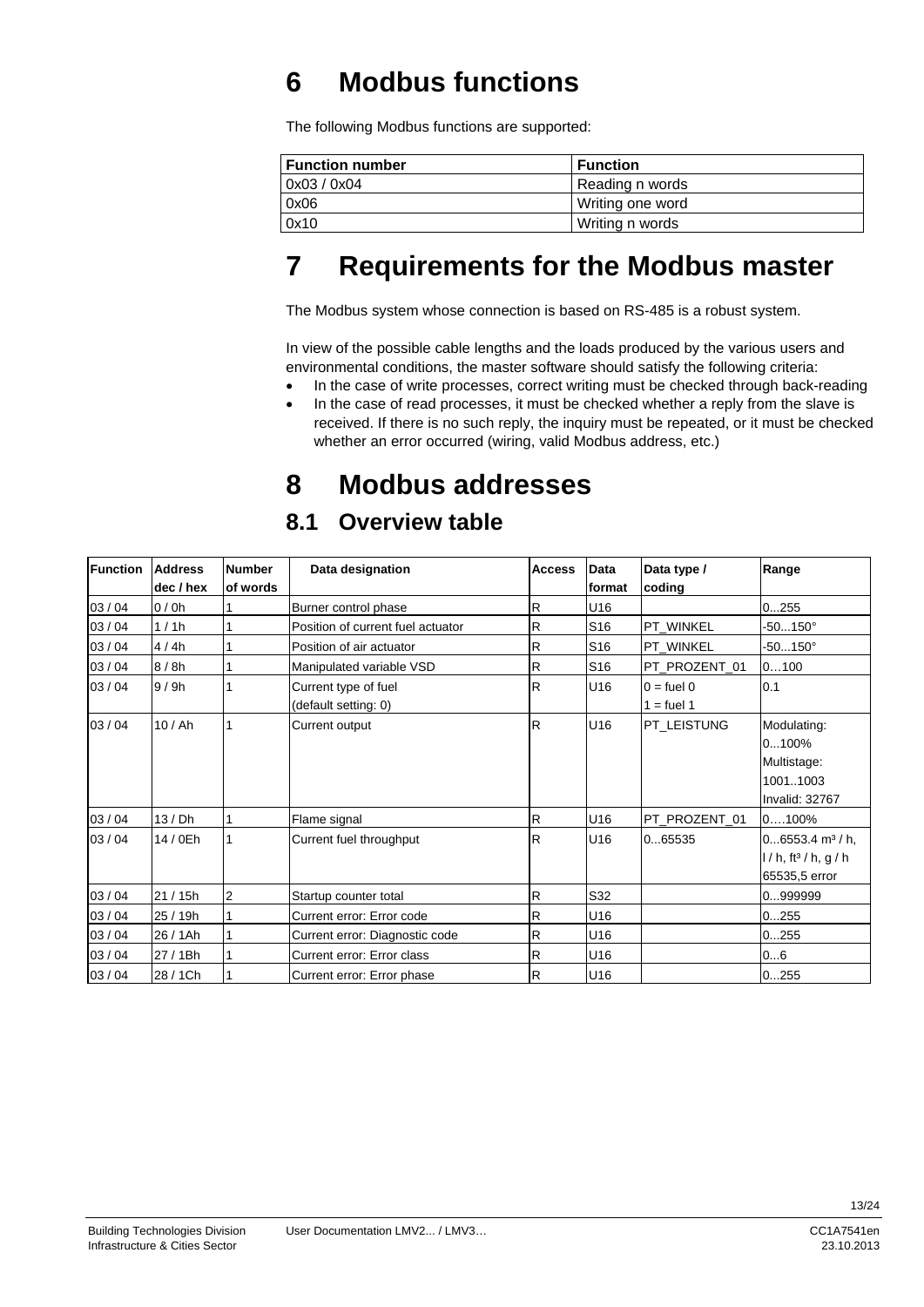// Headings, function table, bullet list and 8.1 overview table transcribed; running footer and page number omitted.
# 6 Modbus functions

The following Modbus functions are supported:

| Function number | Function |
|---|---|
| 0x03 / 0x04 | Reading n words |
| 0x06 | Writing one word |
| 0x10 | Writing n words |

# 7 Requirements for the Modbus master

The Modbus system whose connection is based on RS-485 is a robust system.

In view of the possible cable lengths and the loads produced by the various users and environmental conditions, the master software should satisfy the following criteria:

- In the case of write processes, correct writing must be checked through back-reading
- In the case of read processes, it must be checked whether a reply from the slave is received. If there is no such reply, the inquiry must be repeated, or it must be checked whether an error occurred (wiring, valid Modbus address, etc.)

# 8 Modbus addresses

## 8.1 Overview table

| Function | Address dec / hex | Number of words | Data designation | Access | Data format | Data type / coding | Range |
|---|---|---|---|---|---|---|---|
| 03 / 04 | 0 / 0h | 1 | Burner control phase | R | U16 | | 0...255 |
| 03 / 04 | 1 / 1h | 1 | Position of current fuel actuator | R | S16 | PT_WINKEL | -50...150° |
| 03 / 04 | 4 / 4h | 1 | Position of air actuator | R | S16 | PT_WINKEL | -50...150° |
| 03 / 04 | 8 / 8h | 1 | Manipulated variable VSD | R | S16 | PT_PROZENT_01 | 0…100 |
| 03 / 04 | 9 / 9h | 1 | Current type of fuel (default setting: 0) | R | U16 | 0 = fuel 0<br>1 = fuel 1 | 0.1 |
| 03 / 04 | 10 / Ah | 1 | Current output | R | U16 | PT_LEISTUNG | Modulating: 0...100%<br>Multistage: 1001..1003<br>Invalid: 32767 |
| 03 / 04 | 13 / Dh | 1 | Flame signal | R | U16 | PT_PROZENT_01 | 0….100% |
| 03 / 04 | 14 / 0Eh | 1 | Current fuel throughput | R | U16 | 0...65535 | 0...6553.4 m³ / h, l / h, ft³ / h, g / h<br>65535,5 error |
| 03 / 04 | 21 / 15h | 2 | Startup counter total | R | S32 | | 0...999999 |
| 03 / 04 | 25 / 19h | 1 | Current error: Error code | R | U16 | | 0...255 |
| 03 / 04 | 26 / 1Ah | 1 | Current error: Diagnostic code | R | U16 | | 0...255 |
| 03 / 04 | 27 / 1Bh | 1 | Current error: Error class | R | U16 | | 0...6 |
| 03 / 04 | 28 / 1Ch | 1 | Current error: Error phase | R | U16 | | 0...255 |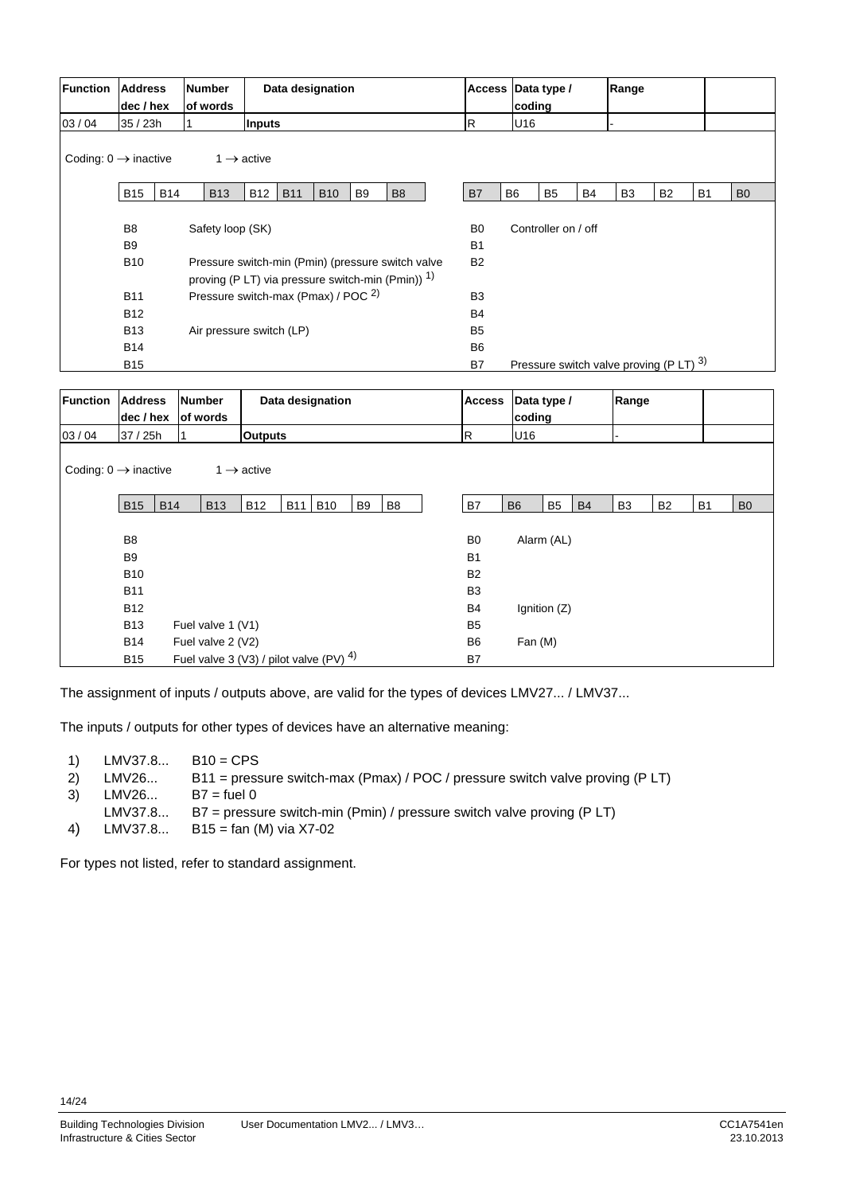| Function | Address dec / hex | Number of words | Data designation | Access | Data type / coding | Range |
|---|---|---|---|---|---|---|
| 03 / 04 | 35 / 23h | 1 | **Inputs** | R | U16 | - |

Coding: 0 → inactive 1 → active

| B15 | B14 | B13 | B12 | B11 | B10 | B9 | B8 | B7 | B6 | B5 | B4 | B3 | B2 | B1 | B0 |
|---|---|---|---|---|---|---|---|---|---|---|---|---|---|---|---|

| Bit | Meaning | Bit | Meaning |
|---|---|---|---|
| B8 | Safety loop (SK) | B0 | Controller on / off |
| B9 | | B1 | |
| B10 | Pressure switch-min (Pmin) (pressure switch valve proving (P LT) via pressure switch-min (Pmin)) 1) | B2 | |
| B11 | Pressure switch-max (Pmax) / POC 2) | B3 | |
| B12 | | B4 | |
| B13 | Air pressure switch (LP) | B5 | |
| B14 | | B6 | |
| B15 | | B7 | Pressure switch valve proving (P LT) 3) |

| Function | Address dec / hex | Number of words | Data designation | Access | Data type / coding | Range |
|---|---|---|---|---|---|---|
| 03 / 04 | 37 / 25h | 1 | **Outputs** | R | U16 | - |

Coding: 0 → inactive 1 → active

| B15 | B14 | B13 | B12 | B11 | B10 | B9 | B8 | B7 | B6 | B5 | B4 | B3 | B2 | B1 | B0 |
|---|---|---|---|---|---|---|---|---|---|---|---|---|---|---|---|

| Bit | Meaning | Bit | Meaning |
|---|---|---|---|
| B8 | | B0 | Alarm (AL) |
| B9 | | B1 | |
| B10 | | B2 | |
| B11 | | B3 | |
| B12 | | B4 | Ignition (Z) |
| B13 | Fuel valve 1 (V1) | B5 | |
| B14 | Fuel valve 2 (V2) | B6 | Fan (M) |
| B15 | Fuel valve 3 (V3) / pilot valve (PV) 4) | B7 | |

The assignment of inputs / outputs above, are valid for the types of devices LMV27... / LMV37...

The inputs / outputs for other types of devices have an alternative meaning:

1) LMV37.8... B10 = CPS
2) LMV26... B11 = pressure switch-max (Pmax) / POC / pressure switch valve proving (P LT)
3) LMV26... B7 = fuel 0
   LMV37.8... B7 = pressure switch-min (Pmin) / pressure switch valve proving (P LT)
4) LMV37.8... B15 = fan (M) via X7-02

For types not listed, refer to standard assignment.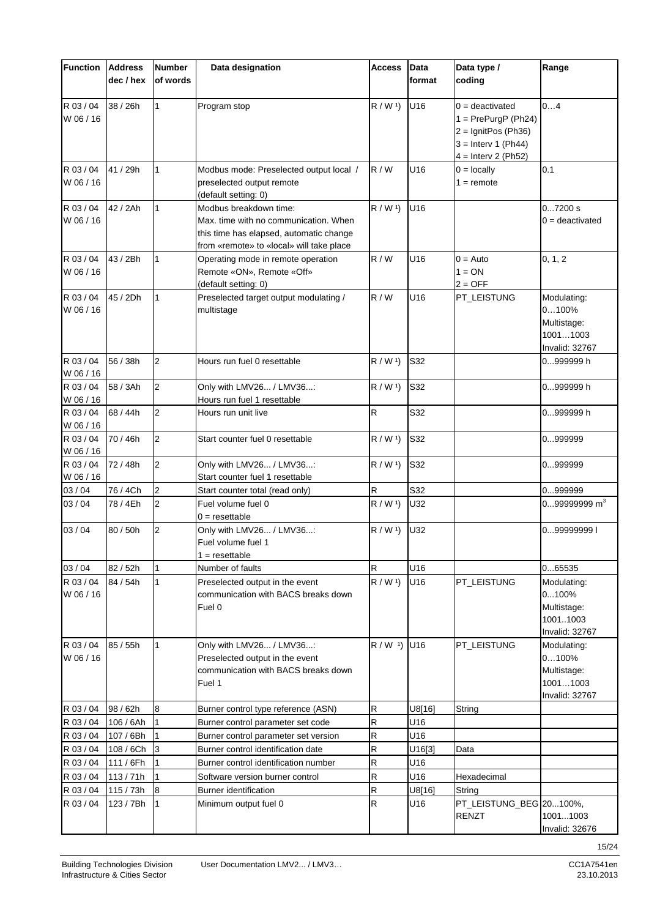| Function | Address dec / hex | Number of words | Data designation | Access | Data format | Data type / coding | Range |
|---|---|---|---|---|---|---|---|
| R 03 / 04 W 06 / 16 | 38 / 26h | 1 | Program stop | R / W ¹) | U16 | 0 = deactivated 1 = PrePurgP (Ph24) 2 = IgnitPos (Ph36) 3 = Interv 1 (Ph44) 4 = Interv 2 (Ph52) | 0…4 |
| R 03 / 04 W 06 / 16 | 41 / 29h | 1 | Modbus mode: Preselected output local / preselected output remote (default setting: 0) | R / W | U16 | 0 = locally 1 = remote | 0.1 |
| R 03 / 04 W 06 / 16 | 42 / 2Ah | 1 | Modbus breakdown time: Max. time with no communication. When this time has elapsed, automatic change from «remote» to «local» will take place | R / W ¹) | U16 | | 0…7200 s 0 = deactivated |
| R 03 / 04 W 06 / 16 | 43 / 2Bh | 1 | Operating mode in remote operation Remote «ON», Remote «Off» (default setting: 0) | R / W | U16 | 0 = Auto 1 = ON 2 = OFF | 0, 1, 2 |
| R 03 / 04 W 06 / 16 | 45 / 2Dh | 1 | Preselected target output modulating / multistage | R / W | U16 | PT_LEISTUNG | Modulating: 0…100% Multistage: 1001…1003 Invalid: 32767 |
| R 03 / 04 W 06 / 16 | 56 / 38h | 2 | Hours run fuel 0 resettable | R / W ¹) | S32 | | 0...999999 h |
| R 03 / 04 W 06 / 16 | 58 / 3Ah | 2 | Only with LMV26... / LMV36...: Hours run fuel 1 resettable | R / W ¹) | S32 | | 0...999999 h |
| R 03 / 04 W 06 / 16 | 68 / 44h | 2 | Hours run unit live | R | S32 | | 0...999999 h |
| R 03 / 04 W 06 / 16 | 70 / 46h | 2 | Start counter fuel 0 resettable | R / W ¹) | S32 | | 0...999999 |
| R 03 / 04 W 06 / 16 | 72 / 48h | 2 | Only with LMV26... / LMV36...: Start counter fuel 1 resettable | R / W ¹) | S32 | | 0...999999 |
| 03 / 04 | 76 / 4Ch | 2 | Start counter total (read only) | R | S32 | | 0...999999 |
| 03 / 04 | 78 / 4Eh | 2 | Fuel volume fuel 0 0 = resettable | R / W ¹) | U32 | | 0...99999999 m³ |
| 03 / 04 | 80 / 50h | 2 | Only with LMV26... / LMV36...: Fuel volume fuel 1 1 = resettable | R / W ¹) | U32 | | 0...99999999 l |
| 03 / 04 | 82 / 52h | 1 | Number of faults | R | U16 | | 0...65535 |
| R 03 / 04 W 06 / 16 | 84 / 54h | 1 | Preselected output in the event communication with BACS breaks down Fuel 0 | R / W ¹) | U16 | PT_LEISTUNG | Modulating: 0...100% Multistage: 1001..1003 Invalid: 32767 |
| R 03 / 04 W 06 / 16 | 85 / 55h | 1 | Only with LMV26... / LMV36...: Preselected output in the event communication with BACS breaks down Fuel 1 | R / W ¹) | U16 | PT_LEISTUNG | Modulating: 0…100% Multistage: 1001…1003 Invalid: 32767 |
| R 03 / 04 | 98 / 62h | 8 | Burner control type reference (ASN) | R | U8[16] | String | |
| R 03 / 04 | 106 / 6Ah | 1 | Burner control parameter set code | R | U16 | | |
| R 03 / 04 | 107 / 6Bh | 1 | Burner control parameter set version | R | U16 | | |
| R 03 / 04 | 108 / 6Ch | 3 | Burner control identification date | R | U16[3] | Data | |
| R 03 / 04 | 111 / 6Fh | 1 | Burner control identification number | R | U16 | | |
| R 03 / 04 | 113 / 71h | 1 | Software version burner control | R | U16 | Hexadecimal | |
| R 03 / 04 | 115 / 73h | 8 | Burner identification | R | U8[16] | String | |
| R 03 / 04 | 123 / 7Bh | 1 | Minimum output fuel 0 | R | U16 | PT_LEISTUNG_BEGRENZT | 20...100%, 1001...1003 Invalid: 32676 |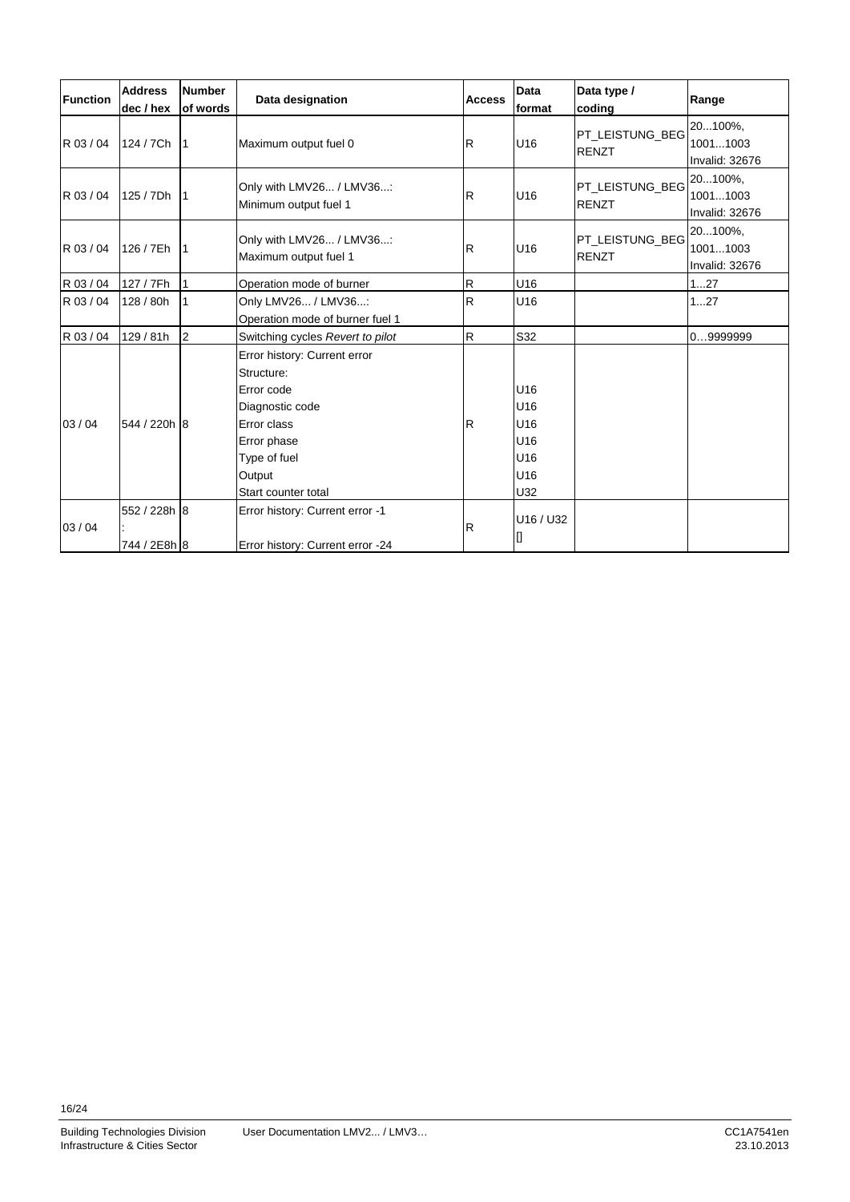| Function | Address dec / hex | Number of words | Data designation | Access | Data format | Data type / coding | Range |
|---|---|---|---|---|---|---|---|
| R 03 / 04 | 124 / 7Ch | 1 | Maximum output fuel 0 | R | U16 | PT_LEISTUNG_BEGRENZT | 20...100%, 1001...1003 Invalid: 32676 |
| R 03 / 04 | 125 / 7Dh | 1 | Only with LMV26... / LMV36...: Minimum output fuel 1 | R | U16 | PT_LEISTUNG_BEGRENZT | 20...100%, 1001...1003 Invalid: 32676 |
| R 03 / 04 | 126 / 7Eh | 1 | Only with LMV26... / LMV36...: Maximum output fuel 1 | R | U16 | PT_LEISTUNG_BEGRENZT | 20...100%, 1001...1003 Invalid: 32676 |
| R 03 / 04 | 127 / 7Fh | 1 | Operation mode of burner | R | U16 | | 1...27 |
| R 03 / 04 | 128 / 80h | 1 | Only LMV26... / LMV36...: Operation mode of burner fuel 1 | R | U16 | | 1...27 |
| R 03 / 04 | 129 / 81h | 2 | Switching cycles *Revert to pilot* | R | S32 | | 0…9999999 |
| 03 / 04 | 544 / 220h | 8 | Error history: Current error<br>Structure:<br>Error code<br>Diagnostic code<br>Error class<br>Error phase<br>Type of fuel<br>Output<br>Start counter total | R | <br><br>U16<br>U16<br>U16<br>U16<br>U16<br>U16<br>U32 | | |
| 03 / 04 | 552 / 228h<br>:<br>744 / 2E8h | 8<br><br>8 | Error history: Current error -1<br><br>Error history: Current error -24 | R | U16 / U32 [] | | |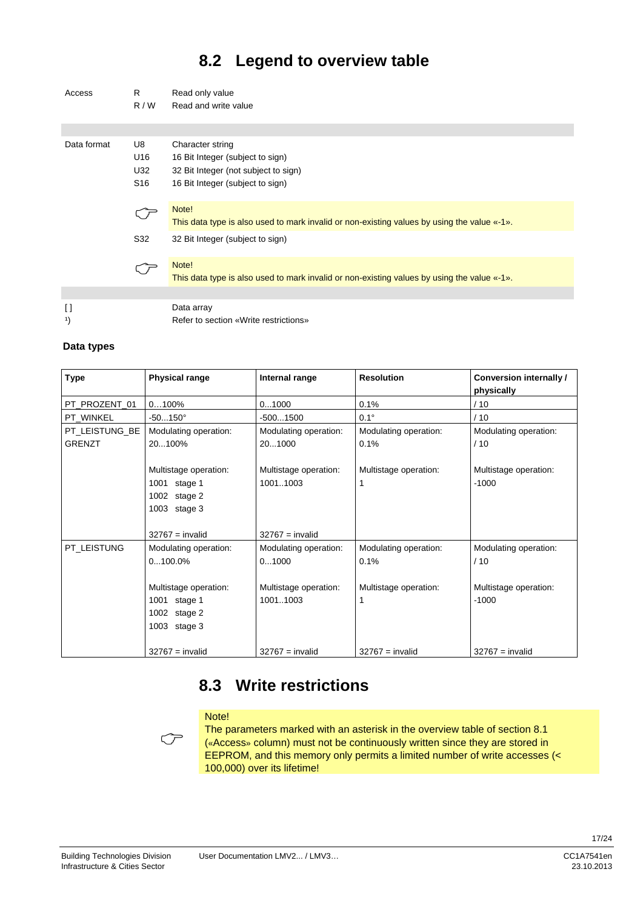## 8.2 Legend to overview table

| | | |
|---|---|---|
| Access | R | Read only value |
| | R / W | Read and write value |
| Data format | U8 | Character string |
| | U16 | 16 Bit Integer (subject to sign) |
| | U32 | 32 Bit Integer (not subject to sign) |
| | S16 | 16 Bit Integer (subject to sign) |
| | | Note! This data type is also used to mark invalid or non-existing values by using the value «-1». |
| | S32 | 32 Bit Integer (subject to sign) |
| | | Note! This data type is also used to mark invalid or non-existing values by using the value «-1». |
| [] | | Data array |
| 1) | | Refer to section «Write restrictions» |

### Data types

| Type | Physical range | Internal range | Resolution | Conversion internally / physically |
|---|---|---|---|---|
| PT_PROZENT_01 | 0…100% | 0…1000 | 0.1% | / 10 |
| PT_WINKEL | -50…150° | -500…1500 | 0.1° | / 10 |
| PT_LEISTUNG_BEGRENZT | Modulating operation: 20…100%<br><br>Multistage operation:<br>1001 stage 1<br>1002 stage 2<br>1003 stage 3<br><br>32767 = invalid | Modulating operation: 20…1000<br><br>Multistage operation: 1001..1003<br><br>32767 = invalid | Modulating operation: 0.1%<br><br>Multistage operation: 1 | Modulating operation: / 10<br><br>Multistage operation: -1000 |
| PT_LEISTUNG | Modulating operation: 0…100.0%<br><br>Multistage operation:<br>1001 stage 1<br>1002 stage 2<br>1003 stage 3<br><br>32767 = invalid | Modulating operation: 0…1000<br><br>Multistage operation: 1001..1003<br><br>32767 = invalid | Modulating operation: 0.1%<br><br>Multistage operation: 1<br><br>32767 = invalid | Modulating operation: / 10<br><br>Multistage operation: -1000<br><br>32767 = invalid |

## 8.3 Write restrictions

> Note!
> The parameters marked with an asterisk in the overview table of section 8.1 («Access» column) must not be continuously written since they are stored in EEPROM, and this memory only permits a limited number of write accesses (< 100,000) over its lifetime!

Building Technologies Division
Infrastructure & Cities Sector

User Documentation LMV2... / LMV3…

CC1A7541en
23.10.2013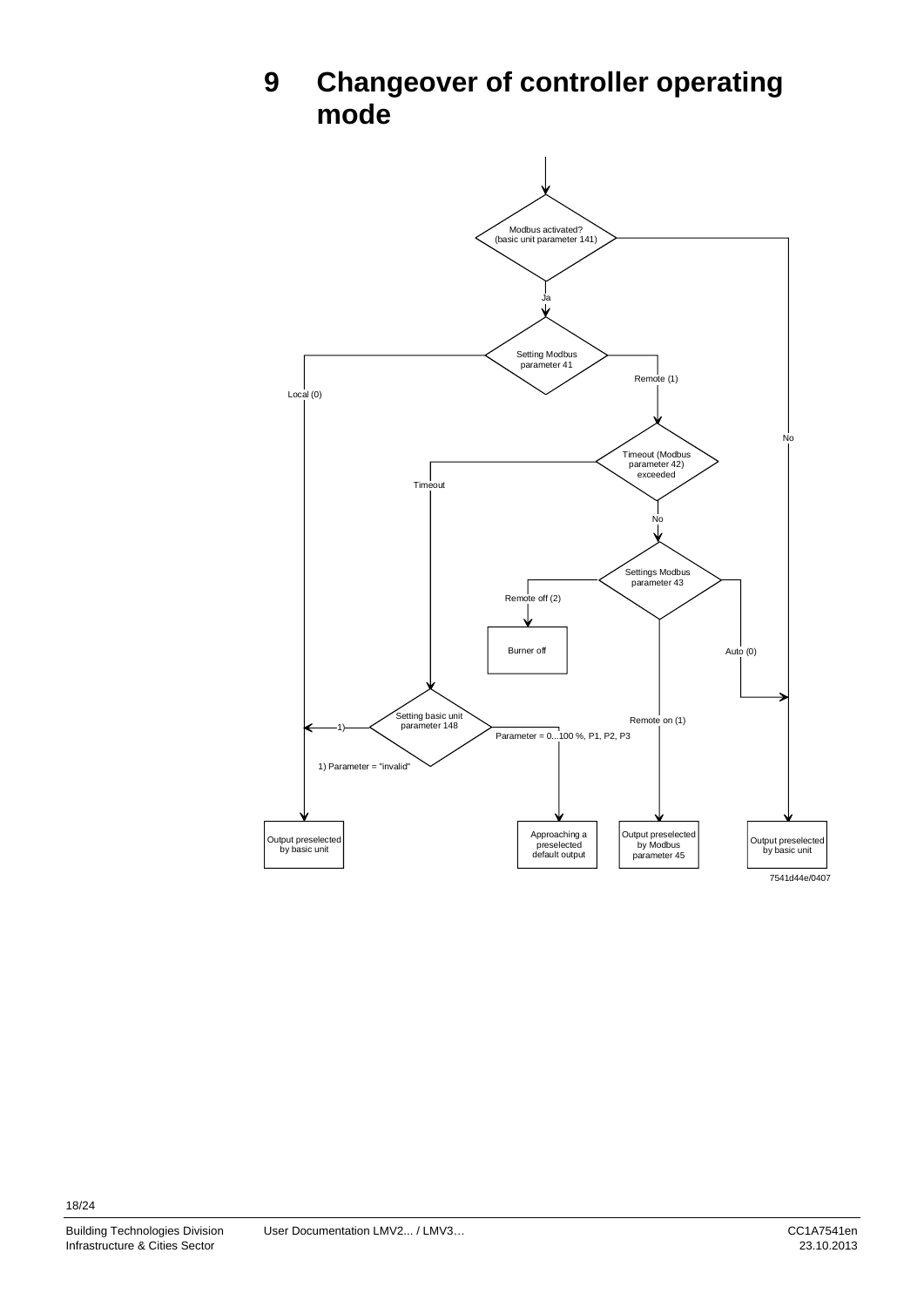# 9 Changeover of controller operating mode

Modbus activated?
(basic unit parameter 141)

Ja

No

Setting Modbus parameter 41

Local (0)

Remote (1)

Timeout (Modbus parameter 42) exceeded

Timeout

No

Settings Modbus parameter 43

Remote off (2)

Burner off

Auto (0)

Remote on (1)

Setting basic unit parameter 148

1)

Parameter = 0...100 %, P1, P2, P3

1) Parameter = "invalid"

Output preselected by basic unit

Approaching a preselected default output

Output preselected by Modbus parameter 45

Output preselected by basic unit

7541d44e/0407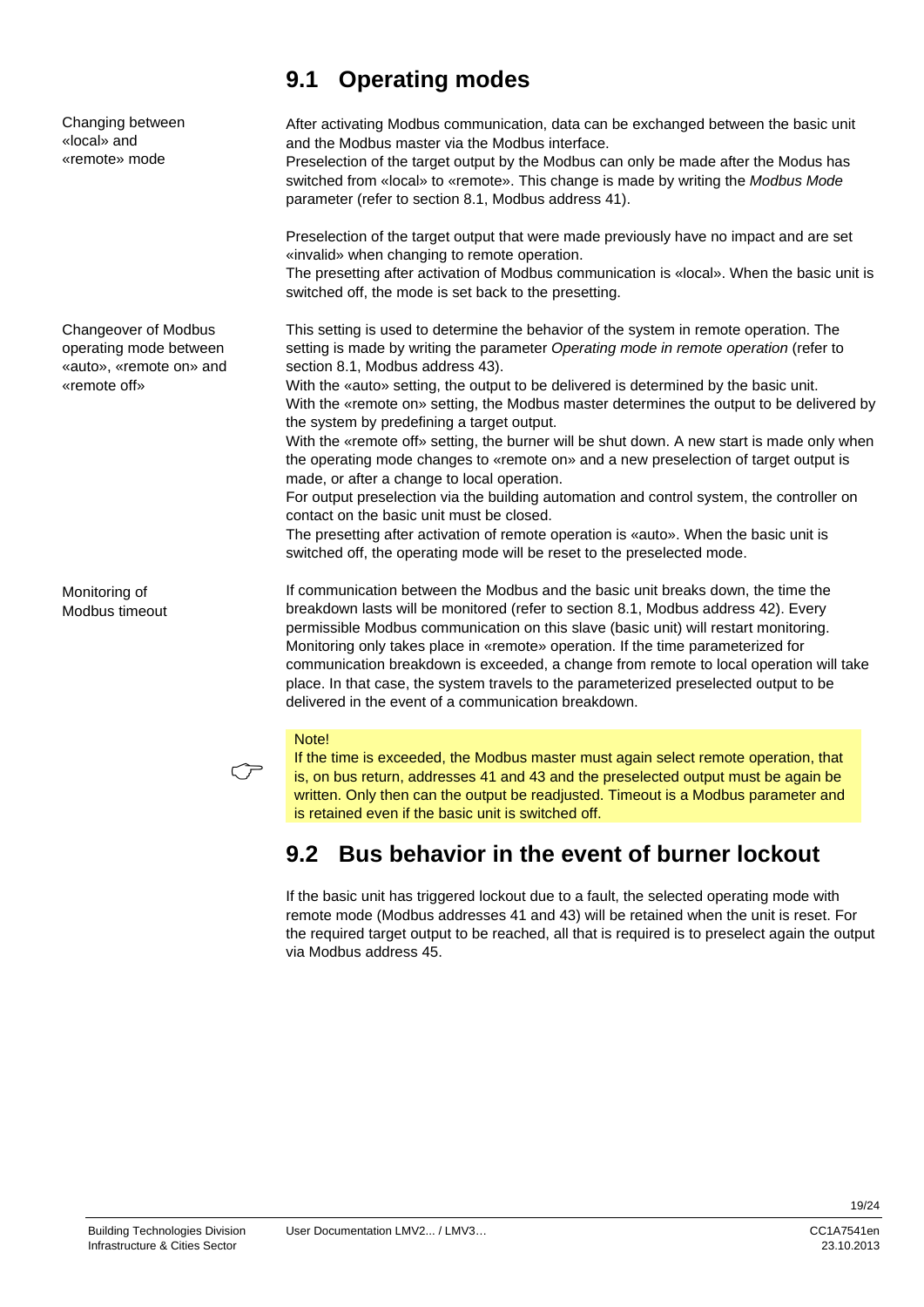## 9.1 Operating modes

**Changing between «local» and «remote» mode**

After activating Modbus communication, data can be exchanged between the basic unit and the Modbus master via the Modbus interface.
Preselection of the target output by the Modbus can only be made after the Modus has switched from «local» to «remote». This change is made by writing the *Modbus Mode* parameter (refer to section 8.1, Modbus address 41).

Preselection of the target output that were made previously have no impact and are set «invalid» when changing to remote operation.
The presetting after activation of Modbus communication is «local». When the basic unit is switched off, the mode is set back to the presetting.

**Changeover of Modbus operating mode between «auto», «remote on» and «remote off»**

This setting is used to determine the behavior of the system in remote operation. The setting is made by writing the parameter *Operating mode in remote operation* (refer to section 8.1, Modbus address 43).
With the «auto» setting, the output to be delivered is determined by the basic unit.
With the «remote on» setting, the Modbus master determines the output to be delivered by the system by predefining a target output.
With the «remote off» setting, the burner will be shut down. A new start is made only when the operating mode changes to «remote on» and a new preselection of target output is made, or after a change to local operation.
For output preselection via the building automation and control system, the controller on contact on the basic unit must be closed.
The presetting after activation of remote operation is «auto». When the basic unit is switched off, the operating mode will be reset to the preselected mode.

**Monitoring of Modbus timeout**

If communication between the Modbus and the basic unit breaks down, the time the breakdown lasts will be monitored (refer to section 8.1, Modbus address 42). Every permissible Modbus communication on this slave (basic unit) will restart monitoring. Monitoring only takes place in «remote» operation. If the time parameterized for communication breakdown is exceeded, a change from remote to local operation will take place. In that case, the system travels to the parameterized preselected output to be delivered in the event of a communication breakdown.

> Note!
> If the time is exceeded, the Modbus master must again select remote operation, that is, on bus return, addresses 41 and 43 and the preselected output must be again be written. Only then can the output be readjusted. Timeout is a Modbus parameter and is retained even if the basic unit is switched off.

## 9.2 Bus behavior in the event of burner lockout

If the basic unit has triggered lockout due to a fault, the selected operating mode with remote mode (Modbus addresses 41 and 43) will be retained when the unit is reset. For the required target output to be reached, all that is required is to preselect again the output via Modbus address 45.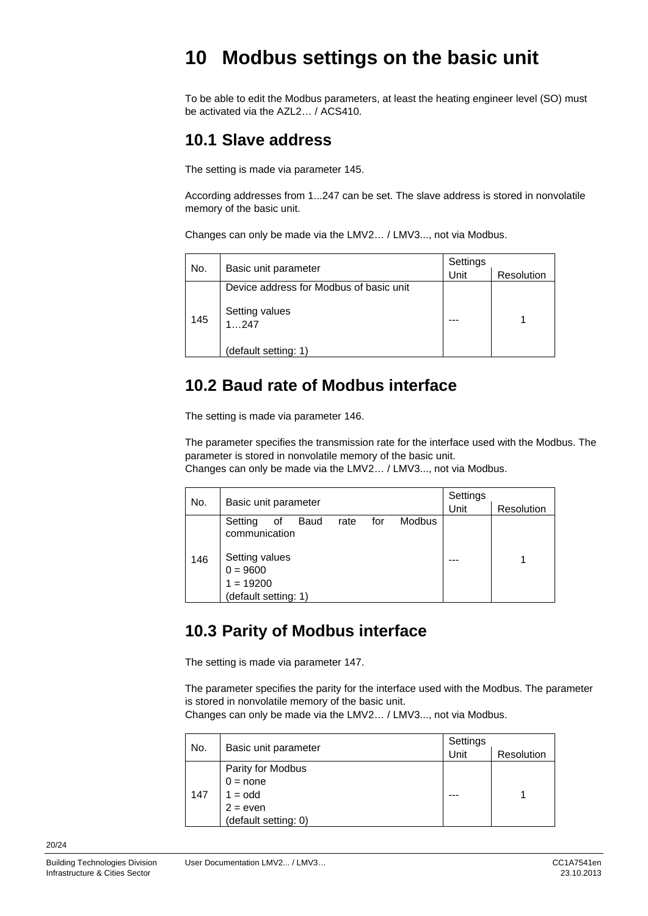# 10 Modbus settings on the basic unit

To be able to edit the Modbus parameters, at least the heating engineer level (SO) must be activated via the AZL2… / ACS410.

## 10.1 Slave address

The setting is made via parameter 145.

According addresses from 1...247 can be set. The slave address is stored in nonvolatile memory of the basic unit.

Changes can only be made via the LMV2… / LMV3..., not via Modbus.

| No. | Basic unit parameter | Settings | |
|---|---|---|---|
| | | Unit | Resolution |
| 145 | Device address for Modbus of basic unit<br><br>Setting values<br>1…247<br><br>(default setting: 1) | --- | 1 |

## 10.2 Baud rate of Modbus interface

The setting is made via parameter 146.

The parameter specifies the transmission rate for the interface used with the Modbus. The parameter is stored in nonvolatile memory of the basic unit.
Changes can only be made via the LMV2… / LMV3..., not via Modbus.

| No. | Basic unit parameter | Settings | |
|---|---|---|---|
| | | Unit | Resolution |
| 146 | Setting of Baud rate for Modbus communication<br><br>Setting values<br>0 = 9600<br>1 = 19200<br>(default setting: 1) | --- | 1 |

## 10.3 Parity of Modbus interface

The setting is made via parameter 147.

The parameter specifies the parity for the interface used with the Modbus. The parameter is stored in nonvolatile memory of the basic unit.
Changes can only be made via the LMV2… / LMV3..., not via Modbus.

| No. | Basic unit parameter | Settings | |
|---|---|---|---|
| | | Unit | Resolution |
| 147 | Parity for Modbus<br>0 = none<br>1 = odd<br>2 = even<br>(default setting: 0) | --- | 1 |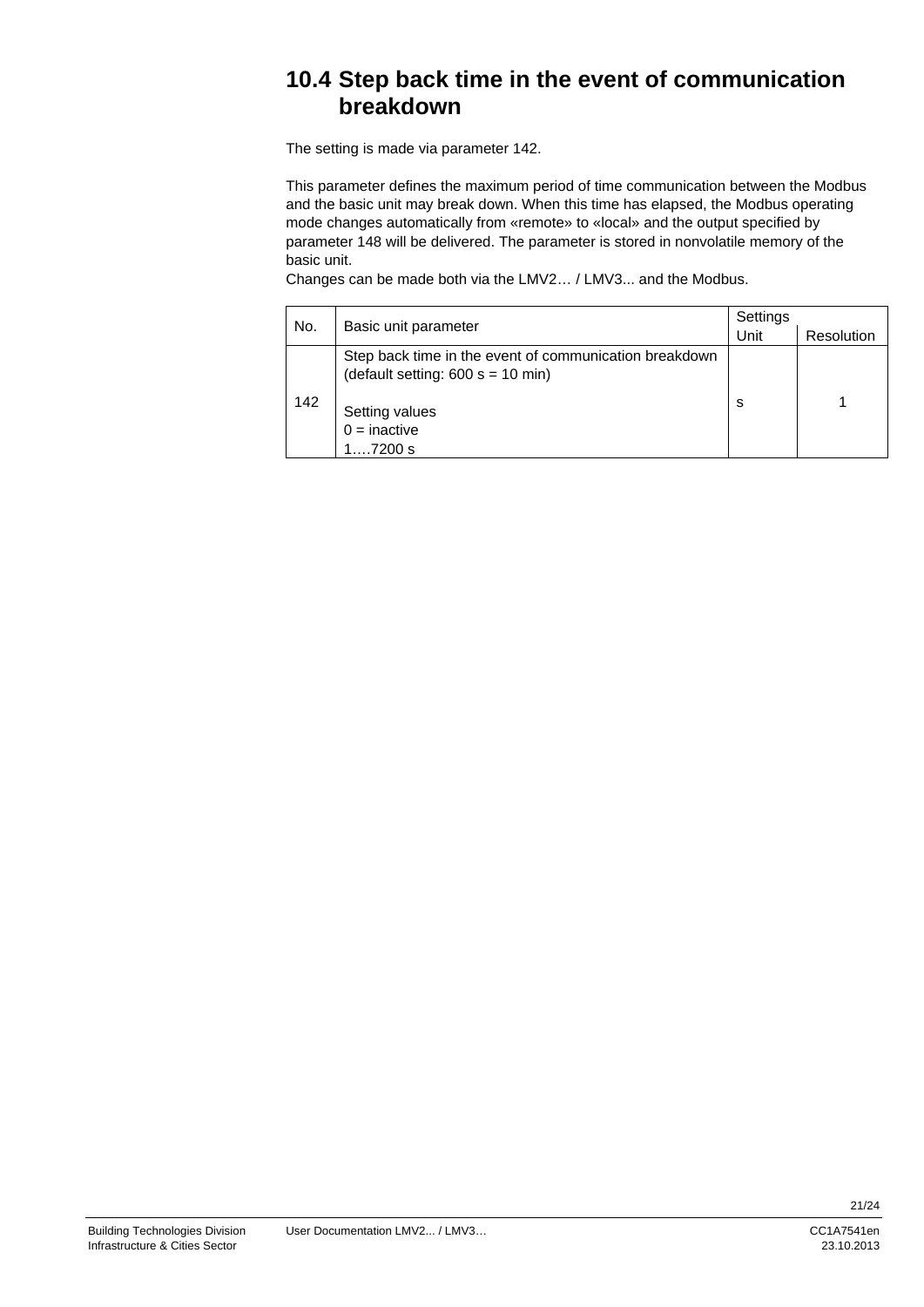## 10.4 Step back time in the event of communication breakdown

The setting is made via parameter 142.

This parameter defines the maximum period of time communication between the Modbus and the basic unit may break down. When this time has elapsed, the Modbus operating mode changes automatically from «remote» to «local» and the output specified by parameter 148 will be delivered. The parameter is stored in nonvolatile memory of the basic unit.
Changes can be made both via the LMV2… / LMV3... and the Modbus.

| No. | Basic unit parameter | Settings | |
|---|---|---|---|
| | | Unit | Resolution |
| 142 | Step back time in the event of communication breakdown (default setting: 600 s = 10 min)<br><br>Setting values<br>0 = inactive<br>1….7200 s | s | 1 |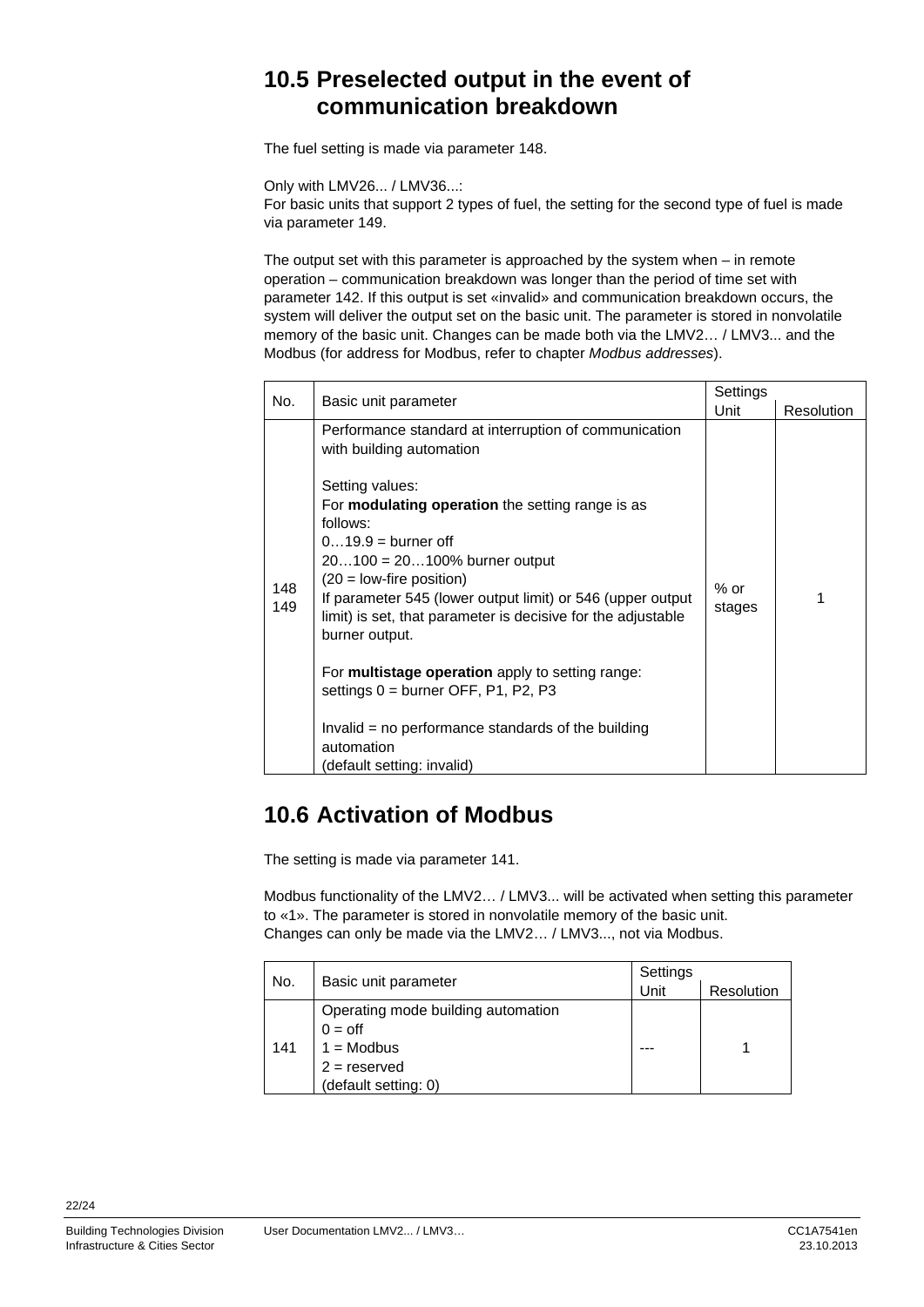## 10.5 Preselected output in the event of communication breakdown

The fuel setting is made via parameter 148.

Only with LMV26... / LMV36...:
For basic units that support 2 types of fuel, the setting for the second type of fuel is made via parameter 149.

The output set with this parameter is approached by the system when – in remote operation – communication breakdown was longer than the period of time set with parameter 142. If this output is set «invalid» and communication breakdown occurs, the system will deliver the output set on the basic unit. The parameter is stored in nonvolatile memory of the basic unit. Changes can be made both via the LMV2… / LMV3... and the Modbus (for address for Modbus, refer to chapter *Modbus addresses*).

| No. | Basic unit parameter | Settings | |
|---|---|---|---|
| | | Unit | Resolution |
| 148<br>149 | Performance standard at interruption of communication with building automation<br><br>Setting values:<br>For **modulating operation** the setting range is as follows:<br>0…19.9 = burner off<br>20…100 = 20…100% burner output<br>(20 = low-fire position)<br>If parameter 545 (lower output limit) or 546 (upper output limit) is set, that parameter is decisive for the adjustable burner output.<br><br>For **multistage operation** apply to setting range:<br>settings 0 = burner OFF, P1, P2, P3<br><br>Invalid = no performance standards of the building automation<br>(default setting: invalid) | % or stages | 1 |

## 10.6 Activation of Modbus

The setting is made via parameter 141.

Modbus functionality of the LMV2… / LMV3... will be activated when setting this parameter to «1». The parameter is stored in nonvolatile memory of the basic unit.
Changes can only be made via the LMV2… / LMV3..., not via Modbus.

| No. | Basic unit parameter | Settings | |
|---|---|---|---|
| | | Unit | Resolution |
| 141 | Operating mode building automation<br>0 = off<br>1 = Modbus<br>2 = reserved<br>(default setting: 0) | --- | 1 |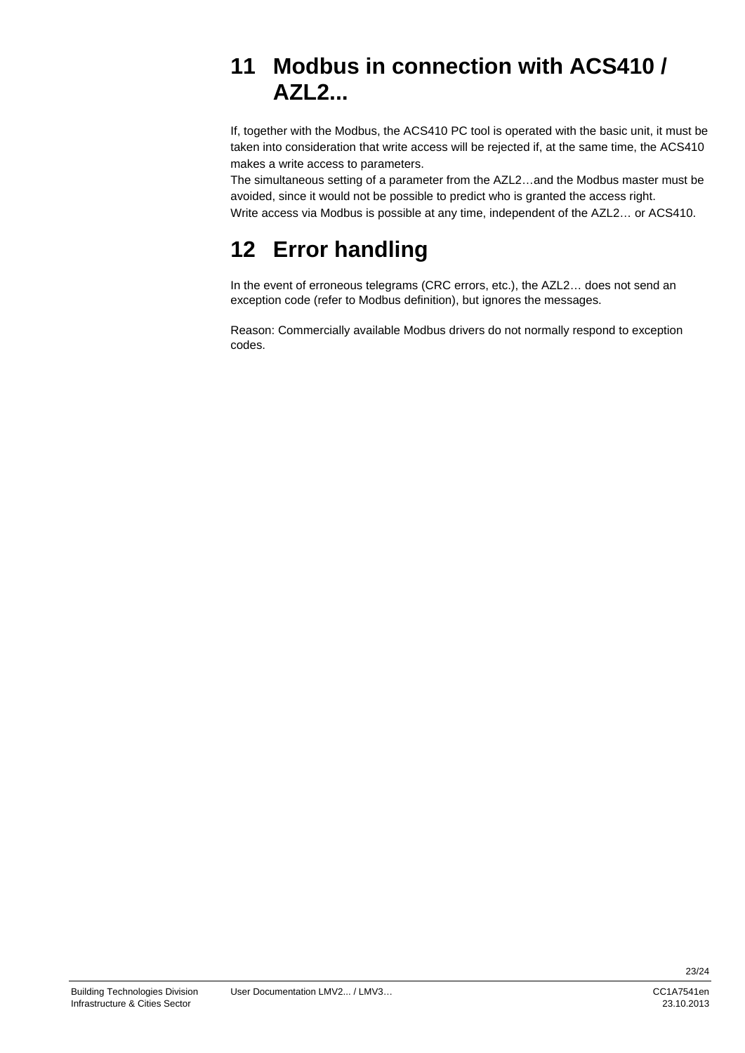# 11 Modbus in connection with ACS410 / AZL2...

If, together with the Modbus, the ACS410 PC tool is operated with the basic unit, it must be taken into consideration that write access will be rejected if, at the same time, the ACS410 makes a write access to parameters.
The simultaneous setting of a parameter from the AZL2…and the Modbus master must be avoided, since it would not be possible to predict who is granted the access right.
Write access via Modbus is possible at any time, independent of the AZL2… or ACS410.

# 12 Error handling

In the event of erroneous telegrams (CRC errors, etc.), the AZL2… does not send an exception code (refer to Modbus definition), but ignores the messages.

Reason: Commercially available Modbus drivers do not normally respond to exception codes.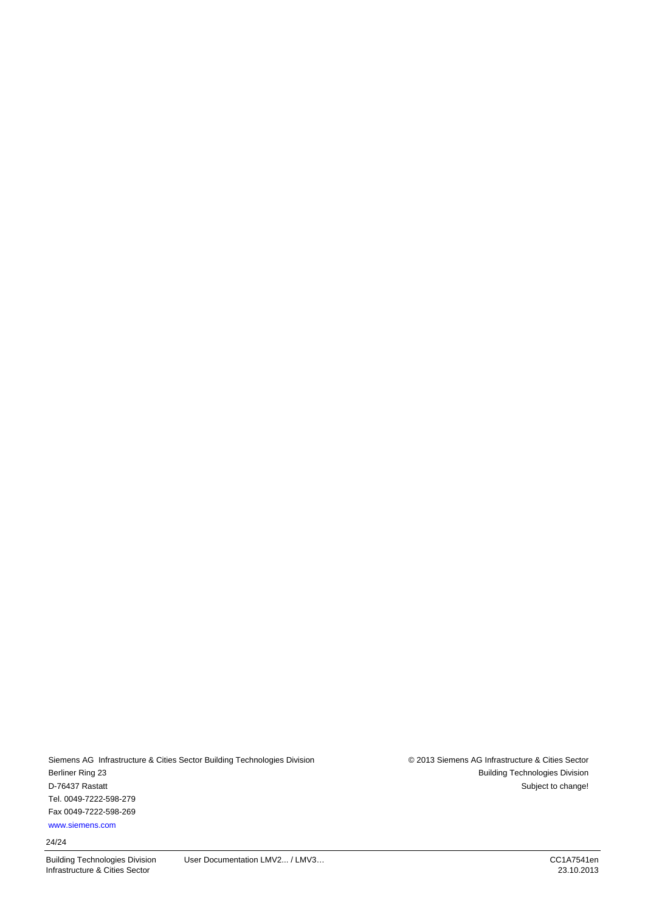Siemens AG  Infrastructure & Cities Sector Building Technologies Division
Berliner Ring 23
D-76437 Rastatt
Tel. 0049-7222-598-279
Fax 0049-7222-598-269
www.siemens.com

© 2013 Siemens AG Infrastructure & Cities Sector
Building Technologies Division
Subject to change!